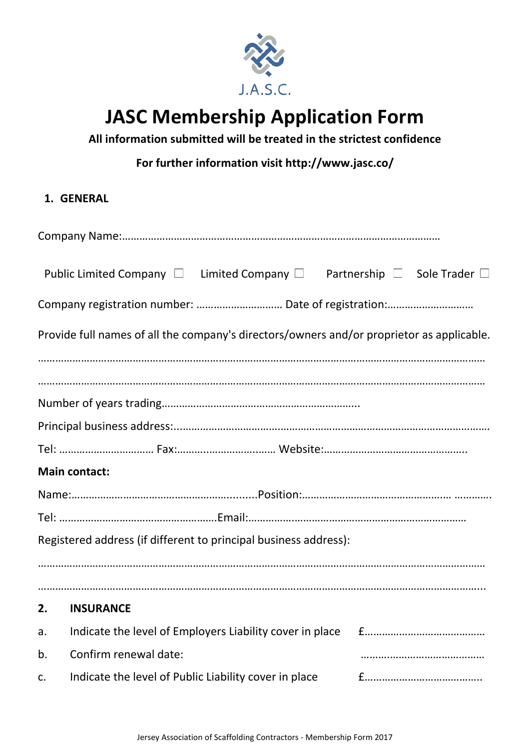J.A.S.C.

# JASC Membership Application Form

**All information submitted will be treated in the strictest confidence**

**For further information visit http://www.jasc.co/**

## 1. GENERAL

Company Name:……………………………………………………………………………………………………

Public Limited Company ☐ Limited Company ☐ Partnership ☐ Sole Trader ☐

Company registration number: ………………………… Date of registration:…………………………

Provide full names of all the company's directors/owners and/or proprietor as applicable.

……………………………………………………………………………………………………………………………………

……………………………………………………………………………………………………………………………………

Number of years trading…………………………………………………………..

Principal business address:………………………………………………………………………………………………

Tel: …………………………… Fax:……………………………… Website:…………………………………………..

**Main contact:**

Name:…………………………………………………..….Position:…………………………………………… …………..

Tel: ………………………………………………Email:…………………………………………………………………

Registered address (if different to principal business address):

……………………………………………………………………………………………………………………………………

……………………………………………………………………………………………………………………………………..

## 2. INSURANCE

a. Indicate the level of Employers Liability cover in place £……………………………………

b. Confirm renewal date: ……………………………………

c. Indicate the level of Public Liability cover in place £…………………………………..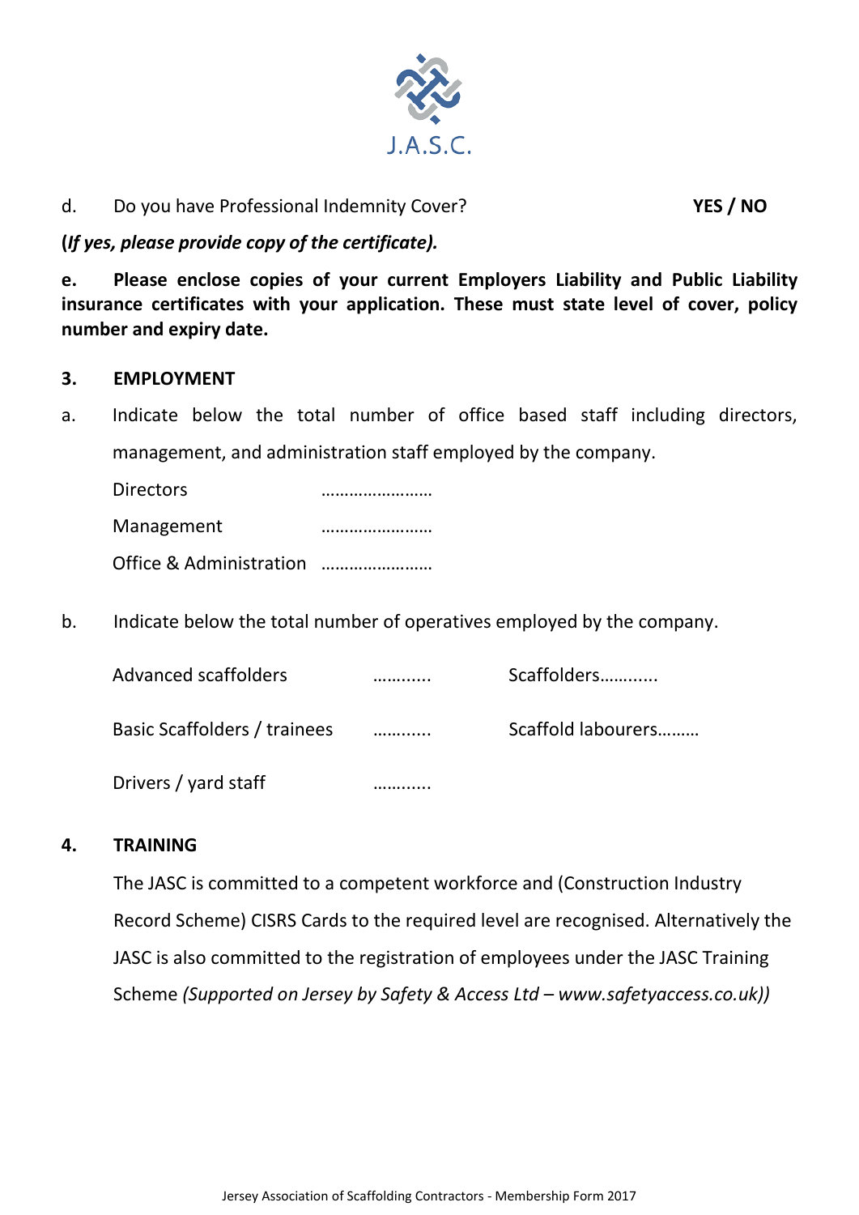J.A.S.C.

d. Do you have Professional Indemnity Cover? **YES / NO**

**(*If yes, please provide copy of the certificate).***

**e. Please enclose copies of your current Employers Liability and Public Liability insurance certificates with your application. These must state level of cover, policy number and expiry date.**

## 3. EMPLOYMENT

a. Indicate below the total number of office based staff including directors, management, and administration staff employed by the company.

Directors ……………………

Management ……………………

Office & Administration ……………………

b. Indicate below the total number of operatives employed by the company.

Advanced scaffolders ……….. Scaffolders………..

Basic Scaffolders / trainees ……….. Scaffold labourers………

Drivers / yard staff ………..

## 4. TRAINING

The JASC is committed to a competent workforce and (Construction Industry Record Scheme) CISRS Cards to the required level are recognised. Alternatively the JASC is also committed to the registration of employees under the JASC Training Scheme *(Supported on Jersey by Safety & Access Ltd – www.safetyaccess.co.uk))*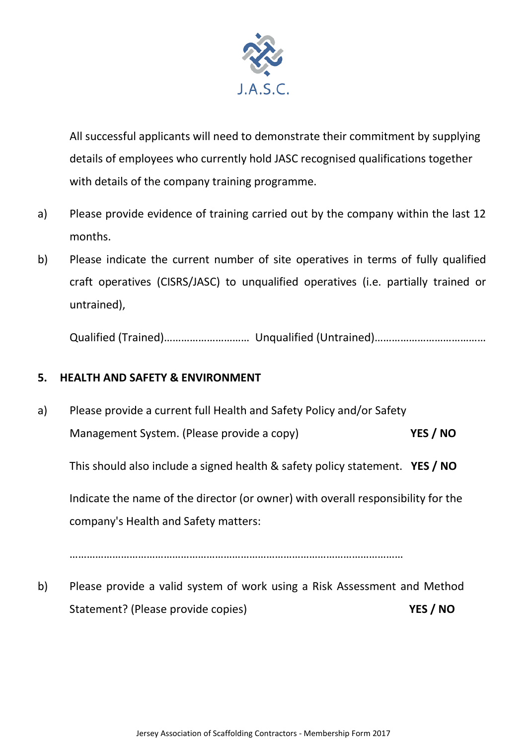J.A.S.C.

All successful applicants will need to demonstrate their commitment by supplying details of employees who currently hold JASC recognised qualifications together with details of the company training programme.

a) Please provide evidence of training carried out by the company within the last 12 months.

b) Please indicate the current number of site operatives in terms of fully qualified craft operatives (CISRS/JASC) to unqualified operatives (i.e. partially trained or untrained),

Qualified (Trained)………………………… Unqualified (Untrained)…………………………………

## 5. HEALTH AND SAFETY & ENVIRONMENT

a) Please provide a current full Health and Safety Policy and/or Safety Management System. (Please provide a copy) **YES / NO**

This should also include a signed health & safety policy statement. **YES / NO**

Indicate the name of the director (or owner) with overall responsibility for the company's Health and Safety matters:

……………………………………………………………………………………………………

b) Please provide a valid system of work using a Risk Assessment and Method Statement? (Please provide copies) **YES / NO**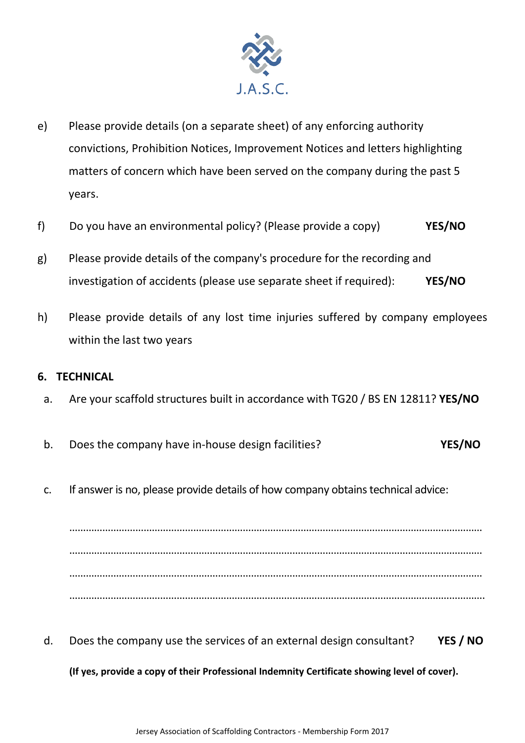J.A.S.C.

e) Please provide details (on a separate sheet) of any enforcing authority convictions, Prohibition Notices, Improvement Notices and letters highlighting matters of concern which have been served on the company during the past 5 years.

f) Do you have an environmental policy? (Please provide a copy) **YES/NO**

g) Please provide details of the company's procedure for the recording and investigation of accidents (please use separate sheet if required): **YES/NO**

h) Please provide details of any lost time injuries suffered by company employees within the last two years

**6. TECHNICAL**

a. Are your scaffold structures built in accordance with TG20 / BS EN 12811? **YES/NO**

b. Does the company have in-house design facilities? **YES/NO**

c. If answer is no, please provide details of how company obtains technical advice:

……………………………………………………………………………………………………………………………………

……………………………………………………………………………………………………………………………………

……………………………………………………………………………………………………………………………………

……………………………………………………………………………………………………………………………………

d. Does the company use the services of an external design consultant? **YES / NO**

**(If yes, provide a copy of their Professional Indemnity Certificate showing level of cover).**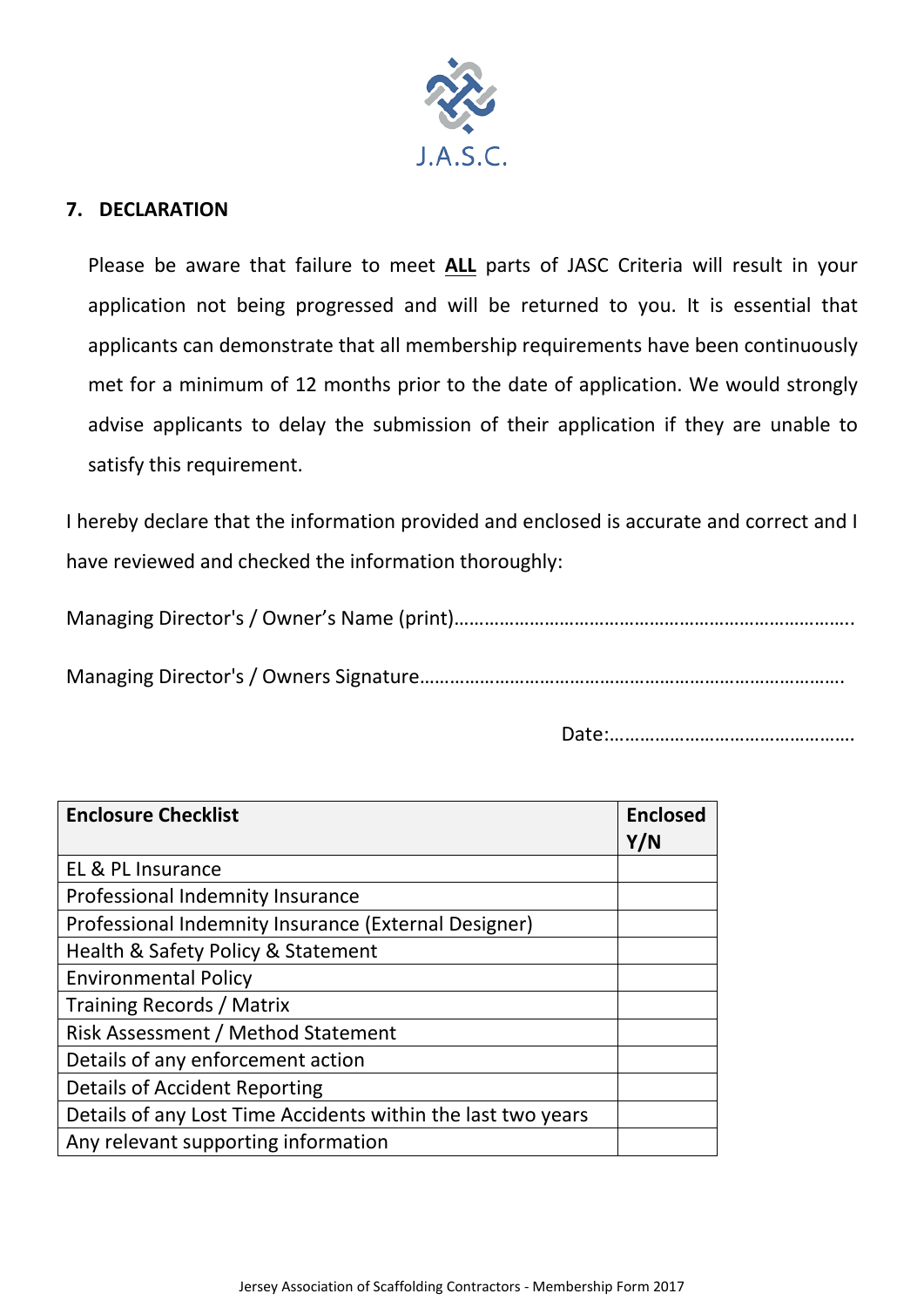J.A.S.C.

## 7. DECLARATION

Please be aware that failure to meet **ALL** parts of JASC Criteria will result in your application not being progressed and will be returned to you. It is essential that applicants can demonstrate that all membership requirements have been continuously met for a minimum of 12 months prior to the date of application. We would strongly advise applicants to delay the submission of their application if they are unable to satisfy this requirement.

I hereby declare that the information provided and enclosed is accurate and correct and I have reviewed and checked the information thoroughly:

Managing Director's / Owner's Name (print)……………………………………………………………………..

Managing Director's / Owners Signature………………………………………………………………………….

Date:…………………………………………

| **Enclosure Checklist** | **Enclosed Y/N** |
|---|---|
| EL & PL Insurance | |
| Professional Indemnity Insurance | |
| Professional Indemnity Insurance (External Designer) | |
| Health & Safety Policy & Statement | |
| Environmental Policy | |
| Training Records / Matrix | |
| Risk Assessment / Method Statement | |
| Details of any enforcement action | |
| Details of Accident Reporting | |
| Details of any Lost Time Accidents within the last two years | |
| Any relevant supporting information | |